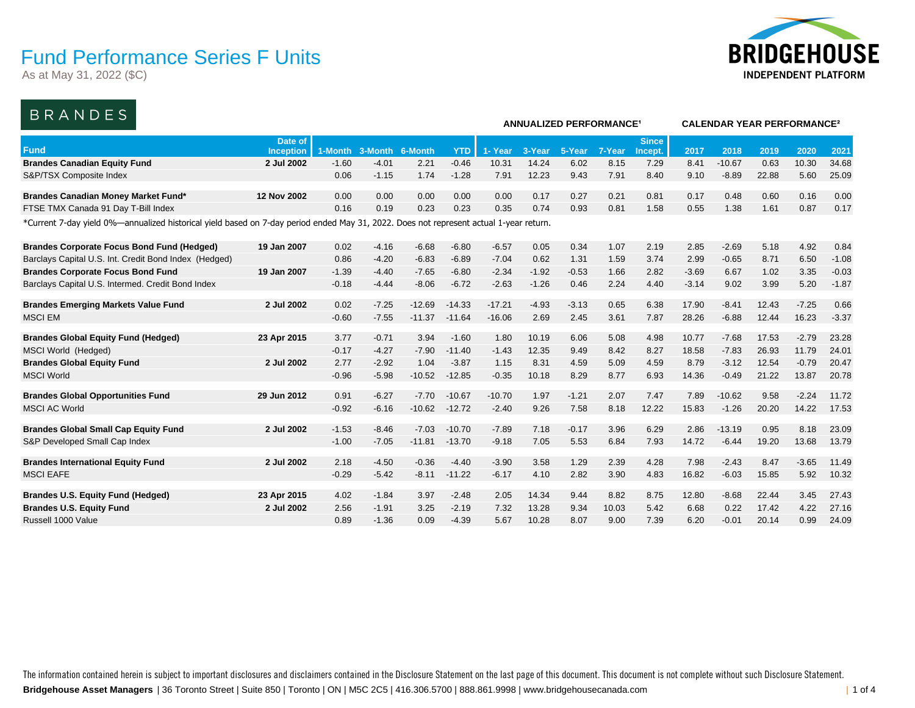# Fund Performance Series F Units

As at May 31, 2022 ($C)

BRIDGEHOUSE INDEPENDENT PLATFORM

## BRANDES

| Fund | Date of Inception | 1-Month | 3-Month | 6-Month | YTD | ANNUALIZED PERFORMANCE[1] 1- Year | 3-Year | 5-Year | 7-Year | Since Incept. | CALENDAR YEAR PERFORMANCE[2] 2017 | 2018 | 2019 | 2020 | 2021 |
|---|---|---|---|---|---|---|---|---|---|---|---|---|---|---|---|
| **Brandes Canadian Equity Fund** | **2 Jul 2002** | -1.60 | -4.01 | 2.21 | -0.46 | 10.31 | 14.24 | 6.02 | 8.15 | 7.29 | 8.41 | -10.67 | 0.63 | 10.30 | 34.68 |
| S&P/TSX Composite Index | | 0.06 | -1.15 | 1.74 | -1.28 | 7.91 | 12.23 | 9.43 | 7.91 | 8.40 | 9.10 | -8.89 | 22.88 | 5.60 | 25.09 |
| **Brandes Canadian Money Market Fund*** | **12 Nov 2002** | 0.00 | 0.00 | 0.00 | 0.00 | 0.00 | 0.17 | 0.27 | 0.21 | 0.81 | 0.17 | 0.48 | 0.60 | 0.16 | 0.00 |
| FTSE TMX Canada 91 Day T-Bill Index | | 0.16 | 0.19 | 0.23 | 0.23 | 0.35 | 0.74 | 0.93 | 0.81 | 1.58 | 0.55 | 1.38 | 1.61 | 0.87 | 0.17 |

*Current 7-day yield 0%—annualized historical yield based on 7-day period ended May 31, 2022. Does not represent actual 1-year return.

| Fund | Date of Inception | 1-Month | 3-Month | 6-Month | YTD | 1- Year | 3-Year | 5-Year | 7-Year | Since Incept. | 2017 | 2018 | 2019 | 2020 | 2021 |
|---|---|---|---|---|---|---|---|---|---|---|---|---|---|---|---|
| **Brandes Corporate Focus Bond Fund (Hedged)** | **19 Jan 2007** | 0.02 | -4.16 | -6.68 | -6.80 | -6.57 | 0.05 | 0.34 | 1.07 | 2.19 | 2.85 | -2.69 | 5.18 | 4.92 | 0.84 |
| Barclays Capital U.S. Int. Credit Bond Index (Hedged) | | 0.86 | -4.20 | -6.83 | -6.89 | -7.04 | 0.62 | 1.31 | 1.59 | 3.74 | 2.99 | -0.65 | 8.71 | 6.50 | -1.08 |
| **Brandes Corporate Focus Bond Fund** | **19 Jan 2007** | -1.39 | -4.40 | -7.65 | -6.80 | -2.34 | -1.92 | -0.53 | 1.66 | 2.82 | -3.69 | 6.67 | 1.02 | 3.35 | -0.03 |
| Barclays Capital U.S. Intermed. Credit Bond Index | | -0.18 | -4.44 | -8.06 | -6.72 | -2.63 | -1.26 | 0.46 | 2.24 | 4.40 | -3.14 | 9.02 | 3.99 | 5.20 | -1.87 |
| **Brandes Emerging Markets Value Fund** | **2 Jul 2002** | 0.02 | -7.25 | -12.69 | -14.33 | -17.21 | -4.93 | -3.13 | 0.65 | 6.38 | 17.90 | -8.41 | 12.43 | -7.25 | 0.66 |
| MSCI EM | | -0.60 | -7.55 | -11.37 | -11.64 | -16.06 | 2.69 | 2.45 | 3.61 | 7.87 | 28.26 | -6.88 | 12.44 | 16.23 | -3.37 |
| **Brandes Global Equity Fund (Hedged)** | **23 Apr 2015** | 3.77 | -0.71 | 3.94 | -1.60 | 1.80 | 10.19 | 6.06 | 5.08 | 4.98 | 10.77 | -7.68 | 17.53 | -2.79 | 23.28 |
| MSCI World (Hedged) | | -0.17 | -4.27 | -7.90 | -11.40 | -1.43 | 12.35 | 9.49 | 8.42 | 8.27 | 18.58 | -7.83 | 26.93 | 11.79 | 24.01 |
| **Brandes Global Equity Fund** | **2 Jul 2002** | 2.77 | -2.92 | 1.04 | -3.87 | 1.15 | 8.31 | 4.59 | 5.09 | 4.59 | 8.79 | -3.12 | 12.54 | -0.79 | 20.47 |
| MSCI World | | -0.96 | -5.98 | -10.52 | -12.85 | -0.35 | 10.18 | 8.29 | 8.77 | 6.93 | 14.36 | -0.49 | 21.22 | 13.87 | 20.78 |
| **Brandes Global Opportunities Fund** | **29 Jun 2012** | 0.91 | -6.27 | -7.70 | -10.67 | -10.70 | 1.97 | -1.21 | 2.07 | 7.47 | 7.89 | -10.62 | 9.58 | -2.24 | 11.72 |
| MSCI AC World | | -0.92 | -6.16 | -10.62 | -12.72 | -2.40 | 9.26 | 7.58 | 8.18 | 12.22 | 15.83 | -1.26 | 20.20 | 14.22 | 17.53 |
| **Brandes Global Small Cap Equity Fund** | **2 Jul 2002** | -1.53 | -8.46 | -7.03 | -10.70 | -7.89 | 7.18 | -0.17 | 3.96 | 6.29 | 2.86 | -13.19 | 0.95 | 8.18 | 23.09 |
| S&P Developed Small Cap Index | | -1.00 | -7.05 | -11.81 | -13.70 | -9.18 | 7.05 | 5.53 | 6.84 | 7.93 | 14.72 | -6.44 | 19.20 | 13.68 | 13.79 |
| **Brandes International Equity Fund** | **2 Jul 2002** | 2.18 | -4.50 | -0.36 | -4.40 | -3.90 | 3.58 | 1.29 | 2.39 | 4.28 | 7.98 | -2.43 | 8.47 | -3.65 | 11.49 |
| MSCI EAFE | | -0.29 | -5.42 | -8.11 | -11.22 | -6.17 | 4.10 | 2.82 | 3.90 | 4.83 | 16.82 | -6.03 | 15.85 | 5.92 | 10.32 |
| **Brandes U.S. Equity Fund (Hedged)** | **23 Apr 2015** | 4.02 | -1.84 | 3.97 | -2.48 | 2.05 | 14.34 | 9.44 | 8.82 | 8.75 | 12.80 | -8.68 | 22.44 | 3.45 | 27.43 |
| **Brandes U.S. Equity Fund** | **2 Jul 2002** | 2.56 | -1.91 | 3.25 | -2.19 | 7.32 | 13.28 | 9.34 | 10.03 | 5.42 | 6.68 | 0.22 | 17.42 | 4.22 | 27.16 |
| Russell 1000 Value | | 0.89 | -1.36 | 0.09 | -4.39 | 5.67 | 10.28 | 8.07 | 9.00 | 7.39 | 6.20 | -0.01 | 20.14 | 0.99 | 24.09 |

The information contained herein is subject to important disclosures and disclaimers contained in the Disclosure Statement on the last page of this document. This document is not complete without such Disclosure Statement.

**Bridgehouse Asset Managers** | 36 Toronto Street | Suite 850 | Toronto | ON | M5C 2C5 | 416.306.5700 | 888.861.9998 | www.bridgehousecanada.com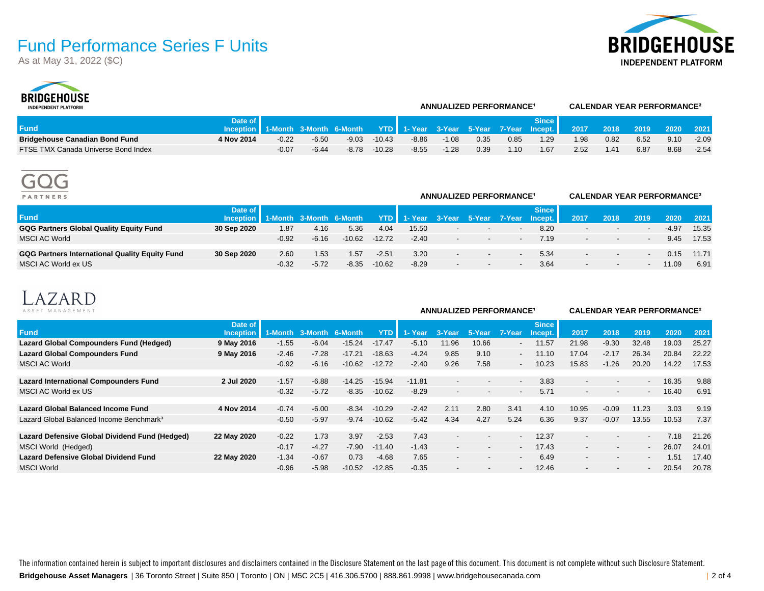# Fund Performance Series F Units

As at May 31, 2022 ($C)

## BRIDGEHOUSE INDEPENDENT PLATFORM

| Fund | Date of Inception | 1-Month | 3-Month | 6-Month | YTD | 1- Year | 3-Year | 5-Year | 7-Year | Since Incept. | 2017 | 2018 | 2019 | 2020 | 2021 |
|---|---|---|---|---|---|---|---|---|---|---|---|---|---|---|---|
| | | | | | | ANNUALIZED PERFORMANCE[1] | | | | | CALENDAR YEAR PERFORMANCE[2] | | | | |
| **Bridgehouse Canadian Bond Fund** | **4 Nov 2014** | -0.22 | -6.50 | -9.03 | -10.43 | -8.86 | -1.08 | 0.35 | 0.85 | 1.29 | 1.98 | 0.82 | 6.52 | 9.10 | -2.09 |
| FTSE TMX Canada Universe Bond Index | | -0.07 | -6.44 | -8.78 | -10.28 | -8.55 | -1.28 | 0.39 | 1.10 | 1.67 | 2.52 | 1.41 | 6.87 | 8.68 | -2.54 |

## GQG PARTNERS

| Fund | Date of Inception | 1-Month | 3-Month | 6-Month | YTD | 1- Year | 3-Year | 5-Year | 7-Year | Since Incept. | 2017 | 2018 | 2019 | 2020 | 2021 |
|---|---|---|---|---|---|---|---|---|---|---|---|---|---|---|---|
| | | | | | | ANNUALIZED PERFORMANCE[1] | | | | | CALENDAR YEAR PERFORMANCE[2] | | | | |
| **GQG Partners Global Quality Equity Fund** | **30 Sep 2020** | 1.87 | 4.16 | 5.36 | 4.04 | 15.50 | - | - | - | 8.20 | - | - | - | -4.97 | 15.35 |
| MSCI AC World | | -0.92 | -6.16 | -10.62 | -12.72 | -2.40 | - | - | - | 7.19 | - | - | - | 9.45 | 17.53 |
| **GQG Partners International Quality Equity Fund** | **30 Sep 2020** | 2.60 | 1.53 | 1.57 | -2.51 | 3.20 | - | - | - | 5.34 | - | - | - | 0.15 | 11.71 |
| MSCI AC World ex US | | -0.32 | -5.72 | -8.35 | -10.62 | -8.29 | - | - | - | 3.64 | - | - | - | 11.09 | 6.91 |

## LAZARD ASSET MANAGEMENT

| Fund | Date of Inception | 1-Month | 3-Month | 6-Month | YTD | 1- Year | 3-Year | 5-Year | 7-Year | Since Incept. | 2017 | 2018 | 2019 | 2020 | 2021 |
|---|---|---|---|---|---|---|---|---|---|---|---|---|---|---|---|
| | | | | | | ANNUALIZED PERFORMANCE[1] | | | | | CALENDAR YEAR PERFORMANCE[2] | | | | |
| **Lazard Global Compounders Fund (Hedged)** | **9 May 2016** | -1.55 | -6.04 | -15.24 | -17.47 | -5.10 | 11.96 | 10.66 | - | 11.57 | 21.98 | -9.30 | 32.48 | 19.03 | 25.27 |
| **Lazard Global Compounders Fund** | **9 May 2016** | -2.46 | -7.28 | -17.21 | -18.63 | -4.24 | 9.85 | 9.10 | - | 11.10 | 17.04 | -2.17 | 26.34 | 20.84 | 22.22 |
| MSCI AC World | | -0.92 | -6.16 | -10.62 | -12.72 | -2.40 | 9.26 | 7.58 | - | 10.23 | 15.83 | -1.26 | 20.20 | 14.22 | 17.53 |
| **Lazard International Compounders Fund** | **2 Jul 2020** | -1.57 | -6.88 | -14.25 | -15.94 | -11.81 | - | - | - | 3.83 | - | - | - | 16.35 | 9.88 |
| MSCI AC World ex US | | -0.32 | -5.72 | -8.35 | -10.62 | -8.29 | - | - | - | 5.71 | - | - | - | 16.40 | 6.91 |
| **Lazard Global Balanced Income Fund** | **4 Nov 2014** | -0.74 | -6.00 | -8.34 | -10.29 | -2.42 | 2.11 | 2.80 | 3.41 | 4.10 | 10.95 | -0.09 | 11.23 | 3.03 | 9.19 |
| Lazard Global Balanced Income Benchmark[3] | | -0.50 | -5.97 | -9.74 | -10.62 | -5.42 | 4.34 | 4.27 | 5.24 | 6.36 | 9.37 | -0.07 | 13.55 | 10.53 | 7.37 |
| **Lazard Defensive Global Dividend Fund (Hedged)** | **22 May 2020** | -0.22 | 1.73 | 3.97 | -2.53 | 7.43 | - | - | - | 12.37 | - | - | - | 7.18 | 21.26 |
| MSCI World (Hedged) | | -0.17 | -4.27 | -7.90 | -11.40 | -1.43 | - | - | - | 17.43 | - | - | - | 26.07 | 24.01 |
| **Lazard Defensive Global Dividend Fund** | **22 May 2020** | -1.34 | -0.67 | 0.73 | -4.68 | 7.65 | - | - | - | 6.49 | - | - | - | 1.51 | 17.40 |
| MSCI World | | -0.96 | -5.98 | -10.52 | -12.85 | -0.35 | - | - | - | 12.46 | - | - | - | 20.54 | 20.78 |

The information contained herein is subject to important disclosures and disclaimers contained in the Disclosure Statement on the last page of this document. This document is not complete without such Disclosure Statement.

**Bridgehouse Asset Managers** | 36 Toronto Street | Suite 850 | Toronto | ON | M5C 2C5 | 416.306.5700 | 888.861.9998 | www.bridgehousecanada.com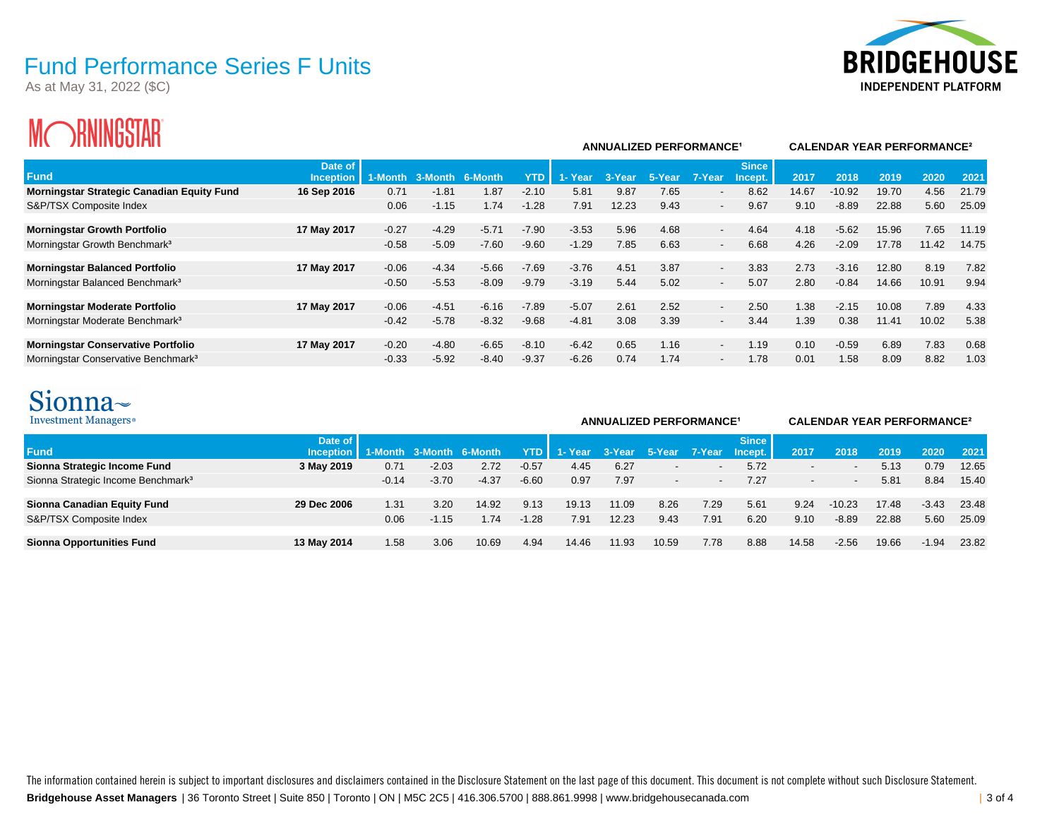# Fund Performance Series F Units

As at May 31, 2022 ($C)

BRIDGEHOUSE INDEPENDENT PLATFORM

## MORNINGSTAR

| Fund | Date of Inception | ANNUALIZED PERFORMANCE[1] | | | | | | | | | CALENDAR YEAR PERFORMANCE[2] | | | | |
|---|---|---|---|---|---|---|---|---|---|---|---|---|---|---|---|
| | | 1-Month | 3-Month | 6-Month | YTD | 1- Year | 3-Year | 5-Year | 7-Year | Since Incept. | 2017 | 2018 | 2019 | 2020 | 2021 |
| **Morningstar Strategic Canadian Equity Fund** | **16 Sep 2016** | 0.71 | -1.81 | 1.87 | -2.10 | 5.81 | 9.87 | 7.65 | - | 8.62 | 14.67 | -10.92 | 19.70 | 4.56 | 21.79 |
| S&P/TSX Composite Index | | 0.06 | -1.15 | 1.74 | -1.28 | 7.91 | 12.23 | 9.43 | - | 9.67 | 9.10 | -8.89 | 22.88 | 5.60 | 25.09 |
| **Morningstar Growth Portfolio** | **17 May 2017** | -0.27 | -4.29 | -5.71 | -7.90 | -3.53 | 5.96 | 4.68 | - | 4.64 | 4.18 | -5.62 | 15.96 | 7.65 | 11.19 |
| Morningstar Growth Benchmark[3] | | -0.58 | -5.09 | -7.60 | -9.60 | -1.29 | 7.85 | 6.63 | - | 6.68 | 4.26 | -2.09 | 17.78 | 11.42 | 14.75 |
| **Morningstar Balanced Portfolio** | **17 May 2017** | -0.06 | -4.34 | -5.66 | -7.69 | -3.76 | 4.51 | 3.87 | - | 3.83 | 2.73 | -3.16 | 12.80 | 8.19 | 7.82 |
| Morningstar Balanced Benchmark[3] | | -0.50 | -5.53 | -8.09 | -9.79 | -3.19 | 5.44 | 5.02 | - | 5.07 | 2.80 | -0.84 | 14.66 | 10.91 | 9.94 |
| **Morningstar Moderate Portfolio** | **17 May 2017** | -0.06 | -4.51 | -6.16 | -7.89 | -5.07 | 2.61 | 2.52 | - | 2.50 | 1.38 | -2.15 | 10.08 | 7.89 | 4.33 |
| Morningstar Moderate Benchmark[3] | | -0.42 | -5.78 | -8.32 | -9.68 | -4.81 | 3.08 | 3.39 | - | 3.44 | 1.39 | 0.38 | 11.41 | 10.02 | 5.38 |
| **Morningstar Conservative Portfolio** | **17 May 2017** | -0.20 | -4.80 | -6.65 | -8.10 | -6.42 | 0.65 | 1.16 | - | 1.19 | 0.10 | -0.59 | 6.89 | 7.83 | 0.68 |
| Morningstar Conservative Benchmark[3] | | -0.33 | -5.92 | -8.40 | -9.37 | -6.26 | 0.74 | 1.74 | - | 1.78 | 0.01 | 1.58 | 8.09 | 8.82 | 1.03 |

## Sionna Investment Managers

| Fund | Date of Inception | ANNUALIZED PERFORMANCE[1] | | | | | | | | | CALENDAR YEAR PERFORMANCE[2] | | | | |
|---|---|---|---|---|---|---|---|---|---|---|---|---|---|---|---|
| | | 1-Month | 3-Month | 6-Month | YTD | 1- Year | 3-Year | 5-Year | 7-Year | Since Incept. | 2017 | 2018 | 2019 | 2020 | 2021 |
| **Sionna Strategic Income Fund** | **3 May 2019** | 0.71 | -2.03 | 2.72 | -0.57 | 4.45 | 6.27 | - | - | 5.72 | - | - | 5.13 | 0.79 | 12.65 |
| Sionna Strategic Income Benchmark[3] | | -0.14 | -3.70 | -4.37 | -6.60 | 0.97 | 7.97 | - | - | 7.27 | - | - | 5.81 | 8.84 | 15.40 |
| **Sionna Canadian Equity Fund** | **29 Dec 2006** | 1.31 | 3.20 | 14.92 | 9.13 | 19.13 | 11.09 | 8.26 | 7.29 | 5.61 | 9.24 | -10.23 | 17.48 | -3.43 | 23.48 |
| S&P/TSX Composite Index | | 0.06 | -1.15 | 1.74 | -1.28 | 7.91 | 12.23 | 9.43 | 7.91 | 6.20 | 9.10 | -8.89 | 22.88 | 5.60 | 25.09 |
| **Sionna Opportunities Fund** | **13 May 2014** | 1.58 | 3.06 | 10.69 | 4.94 | 14.46 | 11.93 | 10.59 | 7.78 | 8.88 | 14.58 | -2.56 | 19.66 | -1.94 | 23.82 |

The information contained herein is subject to important disclosures and disclaimers contained in the Disclosure Statement on the last page of this document. This document is not complete without such Disclosure Statement.

**Bridgehouse Asset Managers** | 36 Toronto Street | Suite 850 | Toronto | ON | M5C 2C5 | 416.306.5700 | 888.861.9998 | www.bridgehousecanada.com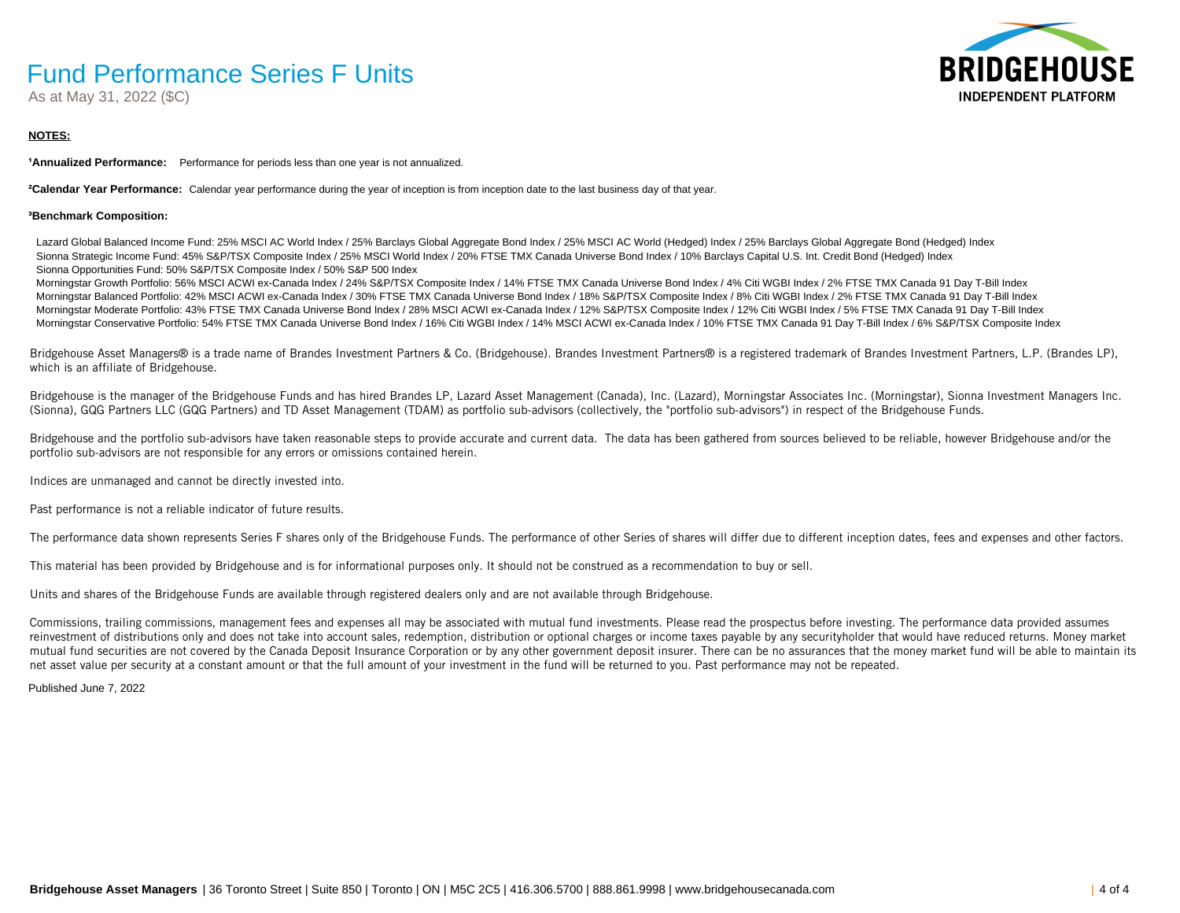# Fund Performance Series F Units

As at May 31, 2022 ($C)

**NOTES:**

[1]**Annualized Performance:** Performance for periods less than one year is not annualized.

[2]**Calendar Year Performance:** Calendar year performance during the year of inception is from inception date to the last business day of that year.

[3]**Benchmark Composition:**

Lazard Global Balanced Income Fund: 25% MSCI AC World Index / 25% Barclays Global Aggregate Bond Index / 25% MSCI AC World (Hedged) Index / 25% Barclays Global Aggregate Bond (Hedged) Index
Sionna Strategic Income Fund: 45% S&P/TSX Composite Index / 25% MSCI World Index / 20% FTSE TMX Canada Universe Bond Index / 10% Barclays Capital U.S. Int. Credit Bond (Hedged) Index
Sionna Opportunities Fund: 50% S&P/TSX Composite Index / 50% S&P 500 Index
Morningstar Growth Portfolio: 56% MSCI ACWI ex-Canada Index / 24% S&P/TSX Composite Index / 14% FTSE TMX Canada Universe Bond Index / 4% Citi WGBI Index / 2% FTSE TMX Canada 91 Day T-Bill Index
Morningstar Balanced Portfolio: 42% MSCI ACWI ex-Canada Index / 30% FTSE TMX Canada Universe Bond Index / 18% S&P/TSX Composite Index / 8% Citi WGBI Index / 2% FTSE TMX Canada 91 Day T-Bill Index
Morningstar Moderate Portfolio: 43% FTSE TMX Canada Universe Bond Index / 28% MSCI ACWI ex-Canada Index / 12% S&P/TSX Composite Index / 12% Citi WGBI Index / 5% FTSE TMX Canada 91 Day T-Bill Index
Morningstar Conservative Portfolio: 54% FTSE TMX Canada Universe Bond Index / 16% Citi WGBI Index / 14% MSCI ACWI ex-Canada Index / 10% FTSE TMX Canada 91 Day T-Bill Index / 6% S&P/TSX Composite Index

Bridgehouse Asset Managers® is a trade name of Brandes Investment Partners & Co. (Bridgehouse). Brandes Investment Partners® is a registered trademark of Brandes Investment Partners, L.P. (Brandes LP), which is an affiliate of Bridgehouse.

Bridgehouse is the manager of the Bridgehouse Funds and has hired Brandes LP, Lazard Asset Management (Canada), Inc. (Lazard), Morningstar Associates Inc. (Morningstar), Sionna Investment Managers Inc. (Sionna), GQG Partners LLC (GQG Partners) and TD Asset Management (TDAM) as portfolio sub-advisors (collectively, the "portfolio sub-advisors") in respect of the Bridgehouse Funds.

Bridgehouse and the portfolio sub-advisors have taken reasonable steps to provide accurate and current data. The data has been gathered from sources believed to be reliable, however Bridgehouse and/or the portfolio sub-advisors are not responsible for any errors or omissions contained herein.

Indices are unmanaged and cannot be directly invested into.

Past performance is not a reliable indicator of future results.

The performance data shown represents Series F shares only of the Bridgehouse Funds. The performance of other Series of shares will differ due to different inception dates, fees and expenses and other factors.

This material has been provided by Bridgehouse and is for informational purposes only. It should not be construed as a recommendation to buy or sell.

Units and shares of the Bridgehouse Funds are available through registered dealers only and are not available through Bridgehouse.

Commissions, trailing commissions, management fees and expenses all may be associated with mutual fund investments. Please read the prospectus before investing. The performance data provided assumes reinvestment of distributions only and does not take into account sales, redemption, distribution or optional charges or income taxes payable by any securityholder that would have reduced returns. Money market mutual fund securities are not covered by the Canada Deposit Insurance Corporation or by any other government deposit insurer. There can be no assurances that the money market fund will be able to maintain its net asset value per security at a constant amount or that the full amount of your investment in the fund will be returned to you. Past performance may not be repeated.

Published June 7, 2022

**Bridgehouse Asset Managers** | 36 Toronto Street | Suite 850 | Toronto | ON | M5C 2C5 | 416.306.5700 | 888.861.9998 | www.bridgehousecanada.com